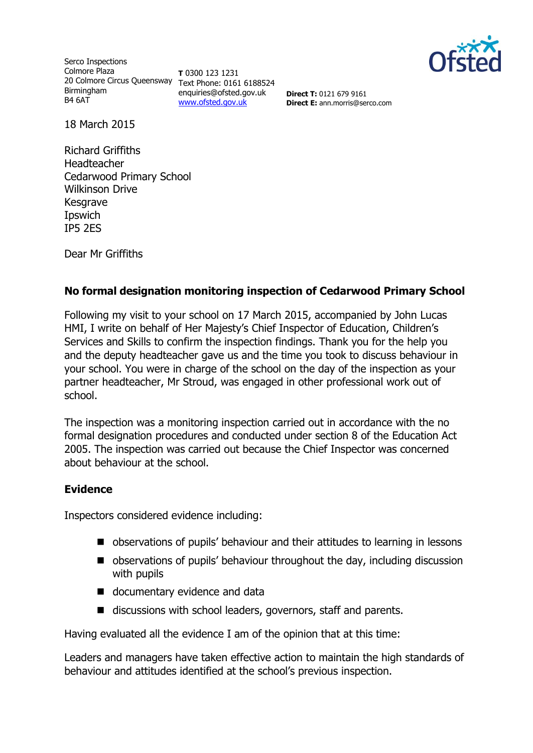Serco Inspections
Colmore Plaza
20 Colmore Circus Queensway
Birmingham
B4 6AT

**T** 0300 123 1231
Text Phone: 0161 6188524
enquiries@ofsted.gov.uk
[www.ofsted.gov.uk](http://www.ofsted.gov.uk)

**Direct T:** 0121 679 9161
**Direct E:** ann.morris@serco.com

18 March 2015

Richard Griffiths
Headteacher
Cedarwood Primary School
Wilkinson Drive
Kesgrave
Ipswich
IP5 2ES

Dear Mr Griffiths

**No formal designation monitoring inspection of Cedarwood Primary School**

Following my visit to your school on 17 March 2015, accompanied by John Lucas HMI, I write on behalf of Her Majesty's Chief Inspector of Education, Children's Services and Skills to confirm the inspection findings. Thank you for the help you and the deputy headteacher gave us and the time you took to discuss behaviour in your school. You were in charge of the school on the day of the inspection as your partner headteacher, Mr Stroud, was engaged in other professional work out of school.

The inspection was a monitoring inspection carried out in accordance with the no formal designation procedures and conducted under section 8 of the Education Act 2005. The inspection was carried out because the Chief Inspector was concerned about behaviour at the school.

**Evidence**

Inspectors considered evidence including:

- observations of pupils' behaviour and their attitudes to learning in lessons
- observations of pupils' behaviour throughout the day, including discussion with pupils
- documentary evidence and data
- discussions with school leaders, governors, staff and parents.

Having evaluated all the evidence I am of the opinion that at this time:

Leaders and managers have taken effective action to maintain the high standards of behaviour and attitudes identified at the school's previous inspection.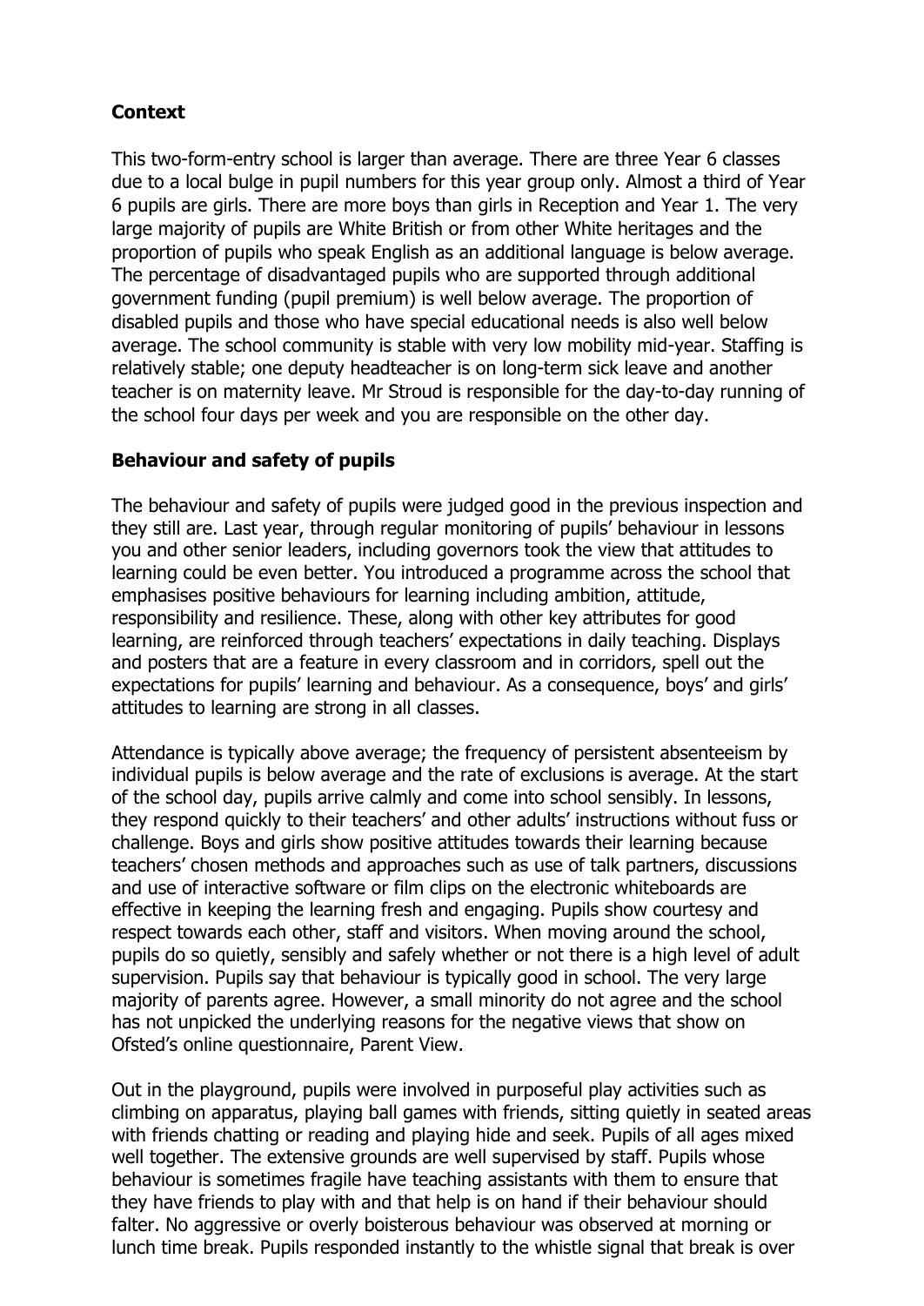**Context**

This two-form-entry school is larger than average. There are three Year 6 classes due to a local bulge in pupil numbers for this year group only. Almost a third of Year 6 pupils are girls. There are more boys than girls in Reception and Year 1. The very large majority of pupils are White British or from other White heritages and the proportion of pupils who speak English as an additional language is below average. The percentage of disadvantaged pupils who are supported through additional government funding (pupil premium) is well below average. The proportion of disabled pupils and those who have special educational needs is also well below average. The school community is stable with very low mobility mid-year. Staffing is relatively stable; one deputy headteacher is on long-term sick leave and another teacher is on maternity leave. Mr Stroud is responsible for the day-to-day running of the school four days per week and you are responsible on the other day.

**Behaviour and safety of pupils**

The behaviour and safety of pupils were judged good in the previous inspection and they still are. Last year, through regular monitoring of pupils' behaviour in lessons you and other senior leaders, including governors took the view that attitudes to learning could be even better. You introduced a programme across the school that emphasises positive behaviours for learning including ambition, attitude, responsibility and resilience. These, along with other key attributes for good learning, are reinforced through teachers' expectations in daily teaching. Displays and posters that are a feature in every classroom and in corridors, spell out the expectations for pupils' learning and behaviour. As a consequence, boys' and girls' attitudes to learning are strong in all classes.

Attendance is typically above average; the frequency of persistent absenteeism by individual pupils is below average and the rate of exclusions is average. At the start of the school day, pupils arrive calmly and come into school sensibly. In lessons, they respond quickly to their teachers' and other adults' instructions without fuss or challenge. Boys and girls show positive attitudes towards their learning because teachers' chosen methods and approaches such as use of talk partners, discussions and use of interactive software or film clips on the electronic whiteboards are effective in keeping the learning fresh and engaging. Pupils show courtesy and respect towards each other, staff and visitors. When moving around the school, pupils do so quietly, sensibly and safely whether or not there is a high level of adult supervision. Pupils say that behaviour is typically good in school. The very large majority of parents agree. However, a small minority do not agree and the school has not unpicked the underlying reasons for the negative views that show on Ofsted's online questionnaire, Parent View.

Out in the playground, pupils were involved in purposeful play activities such as climbing on apparatus, playing ball games with friends, sitting quietly in seated areas with friends chatting or reading and playing hide and seek. Pupils of all ages mixed well together. The extensive grounds are well supervised by staff. Pupils whose behaviour is sometimes fragile have teaching assistants with them to ensure that they have friends to play with and that help is on hand if their behaviour should falter. No aggressive or overly boisterous behaviour was observed at morning or lunch time break. Pupils responded instantly to the whistle signal that break is over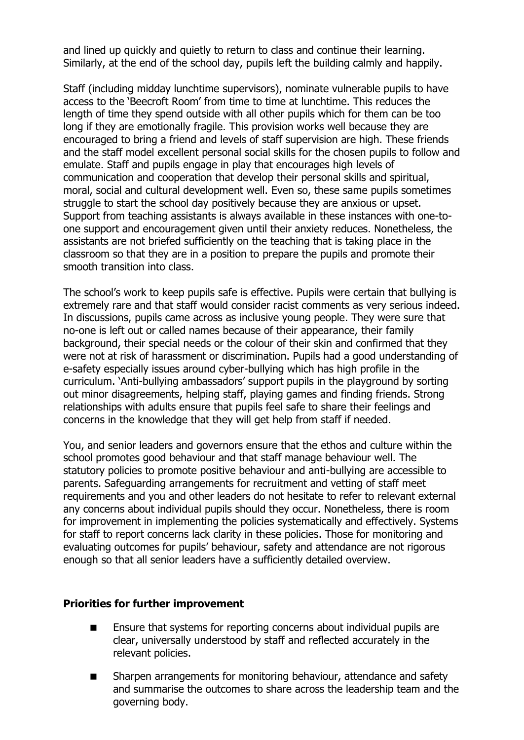and lined up quickly and quietly to return to class and continue their learning. Similarly, at the end of the school day, pupils left the building calmly and happily.

Staff (including midday lunchtime supervisors), nominate vulnerable pupils to have access to the 'Beecroft Room' from time to time at lunchtime. This reduces the length of time they spend outside with all other pupils which for them can be too long if they are emotionally fragile. This provision works well because they are encouraged to bring a friend and levels of staff supervision are high. These friends and the staff model excellent personal social skills for the chosen pupils to follow and emulate. Staff and pupils engage in play that encourages high levels of communication and cooperation that develop their personal skills and spiritual, moral, social and cultural development well. Even so, these same pupils sometimes struggle to start the school day positively because they are anxious or upset. Support from teaching assistants is always available in these instances with one-to-one support and encouragement given until their anxiety reduces. Nonetheless, the assistants are not briefed sufficiently on the teaching that is taking place in the classroom so that they are in a position to prepare the pupils and promote their smooth transition into class.

The school's work to keep pupils safe is effective. Pupils were certain that bullying is extremely rare and that staff would consider racist comments as very serious indeed. In discussions, pupils came across as inclusive young people. They were sure that no-one is left out or called names because of their appearance, their family background, their special needs or the colour of their skin and confirmed that they were not at risk of harassment or discrimination. Pupils had a good understanding of e-safety especially issues around cyber-bullying which has high profile in the curriculum. 'Anti-bullying ambassadors' support pupils in the playground by sorting out minor disagreements, helping staff, playing games and finding friends. Strong relationships with adults ensure that pupils feel safe to share their feelings and concerns in the knowledge that they will get help from staff if needed.

You, and senior leaders and governors ensure that the ethos and culture within the school promotes good behaviour and that staff manage behaviour well. The statutory policies to promote positive behaviour and anti-bullying are accessible to parents. Safeguarding arrangements for recruitment and vetting of staff meet requirements and you and other leaders do not hesitate to refer to relevant external any concerns about individual pupils should they occur. Nonetheless, there is room for improvement in implementing the policies systematically and effectively. Systems for staff to report concerns lack clarity in these policies. Those for monitoring and evaluating outcomes for pupils' behaviour, safety and attendance are not rigorous enough so that all senior leaders have a sufficiently detailed overview.

**Priorities for further improvement**

- Ensure that systems for reporting concerns about individual pupils are clear, universally understood by staff and reflected accurately in the relevant policies.
- Sharpen arrangements for monitoring behaviour, attendance and safety and summarise the outcomes to share across the leadership team and the governing body.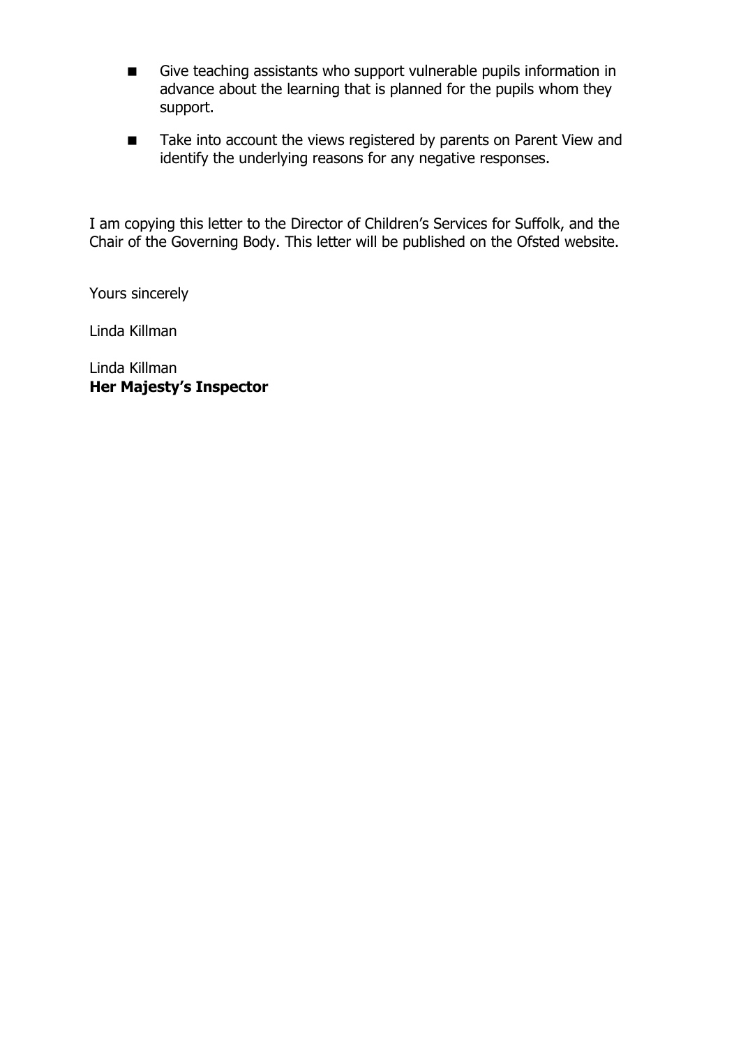- Give teaching assistants who support vulnerable pupils information in advance about the learning that is planned for the pupils whom they support.
- Take into account the views registered by parents on Parent View and identify the underlying reasons for any negative responses.

I am copying this letter to the Director of Children's Services for Suffolk, and the Chair of the Governing Body. This letter will be published on the Ofsted website.

Yours sincerely

Linda Killman

Linda Killman
**Her Majesty's Inspector**